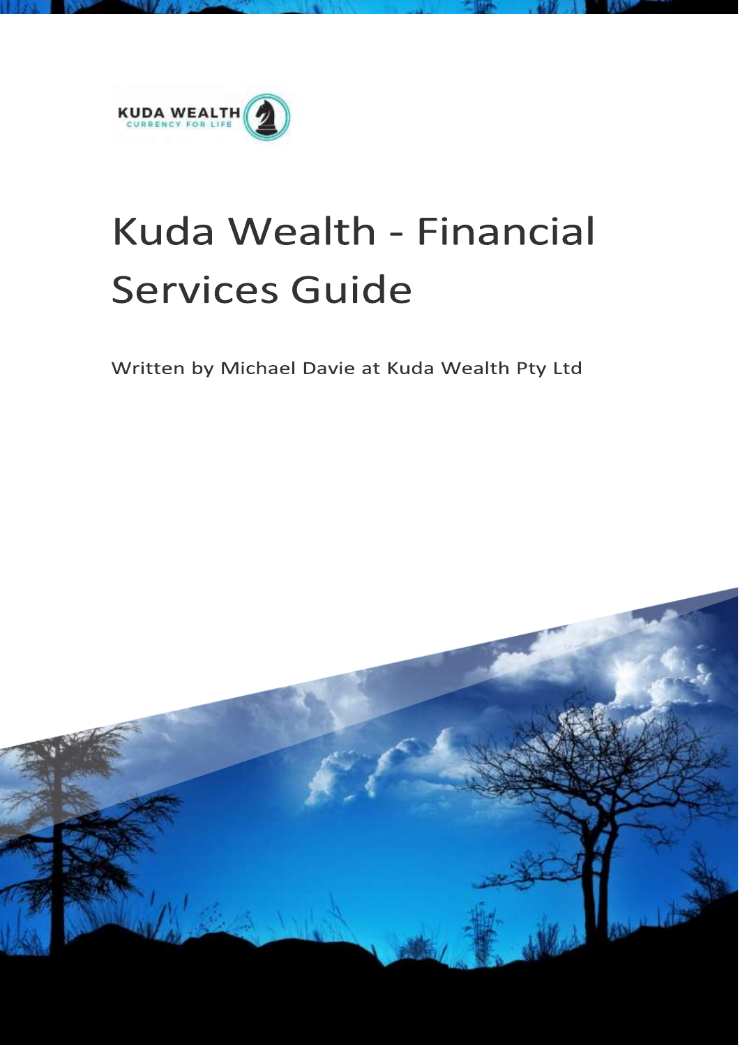KUDA WEALTH

CURRENCY FOR LIFE

# Kuda Wealth - Financial Services Guide

Written by Michael Davie at Kuda Wealth Pty Ltd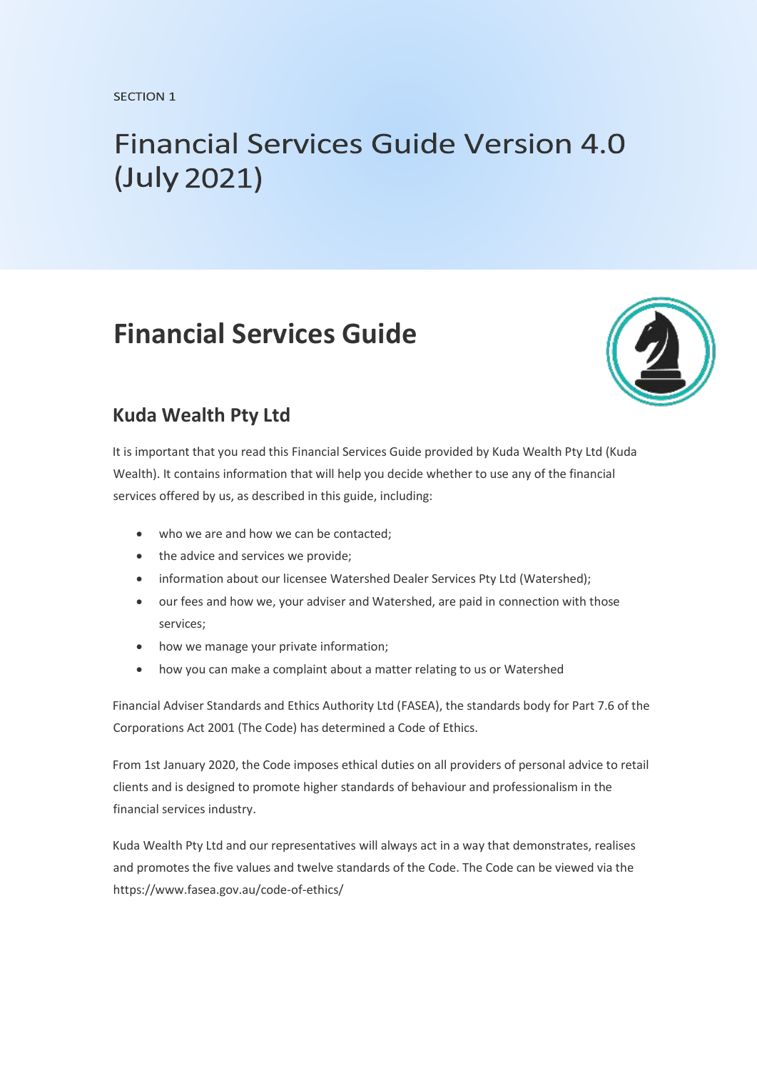SECTION 1

# Financial Services Guide Version 4.0 (July 2021)

# Financial Services Guide

## Kuda Wealth Pty Ltd

It is important that you read this Financial Services Guide provided by Kuda Wealth Pty Ltd (Kuda Wealth). It contains information that will help you decide whether to use any of the financial services offered by us, as described in this guide, including:

- who we are and how we can be contacted;
- the advice and services we provide;
- information about our licensee Watershed Dealer Services Pty Ltd (Watershed);
- our fees and how we, your adviser and Watershed, are paid in connection with those services;
- how we manage your private information;
- how you can make a complaint about a matter relating to us or Watershed

Financial Adviser Standards and Ethics Authority Ltd (FASEA), the standards body for Part 7.6 of the Corporations Act 2001 (The Code) has determined a Code of Ethics.

From 1st January 2020, the Code imposes ethical duties on all providers of personal advice to retail clients and is designed to promote higher standards of behaviour and professionalism in the financial services industry.

Kuda Wealth Pty Ltd and our representatives will always act in a way that demonstrates, realises and promotes the five values and twelve standards of the Code. The Code can be viewed via the https://www.fasea.gov.au/code-of-ethics/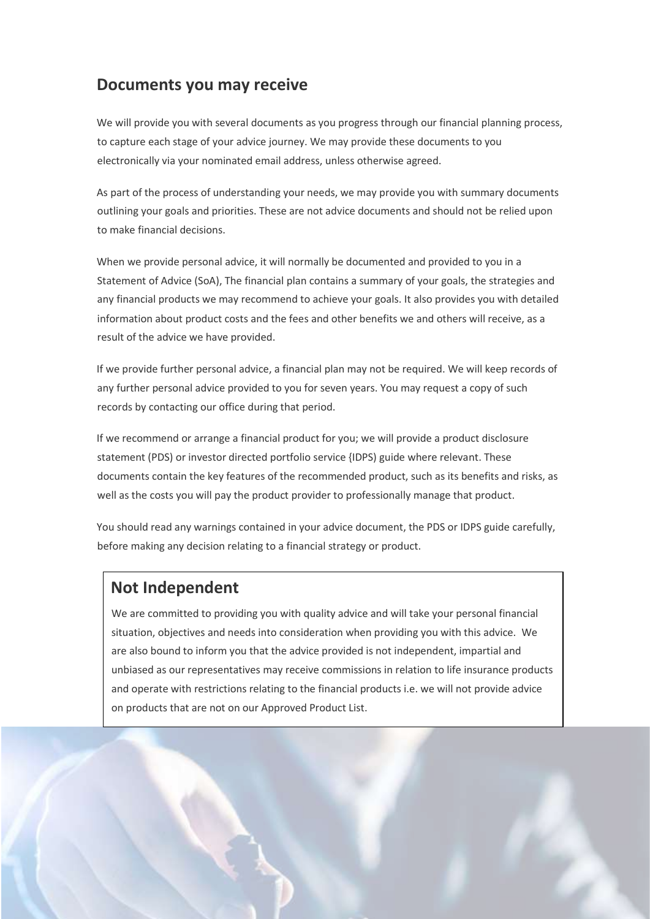## Documents you may receive

We will provide you with several documents as you progress through our financial planning process, to capture each stage of your advice journey. We may provide these documents to you electronically via your nominated email address, unless otherwise agreed.

As part of the process of understanding your needs, we may provide you with summary documents outlining your goals and priorities. These are not advice documents and should not be relied upon to make financial decisions.

When we provide personal advice, it will normally be documented and provided to you in a Statement of Advice (SoA), The financial plan contains a summary of your goals, the strategies and any financial products we may recommend to achieve your goals. It also provides you with detailed information about product costs and the fees and other benefits we and others will receive, as a result of the advice we have provided.

If we provide further personal advice, a financial plan may not be required. We will keep records of any further personal advice provided to you for seven years. You may request a copy of such records by contacting our office during that period.

If we recommend or arrange a financial product for you; we will provide a product disclosure statement (PDS) or investor directed portfolio service {IDPS) guide where relevant. These documents contain the key features of the recommended product, such as its benefits and risks, as well as the costs you will pay the product provider to professionally manage that product.

You should read any warnings contained in your advice document, the PDS or IDPS guide carefully, before making any decision relating to a financial strategy or product.

## Not Independent

We are committed to providing you with quality advice and will take your personal financial situation, objectives and needs into consideration when providing you with this advice. We are also bound to inform you that the advice provided is not independent, impartial and unbiased as our representatives may receive commissions in relation to life insurance products and operate with restrictions relating to the financial products i.e. we will not provide advice on products that are not on our Approved Product List.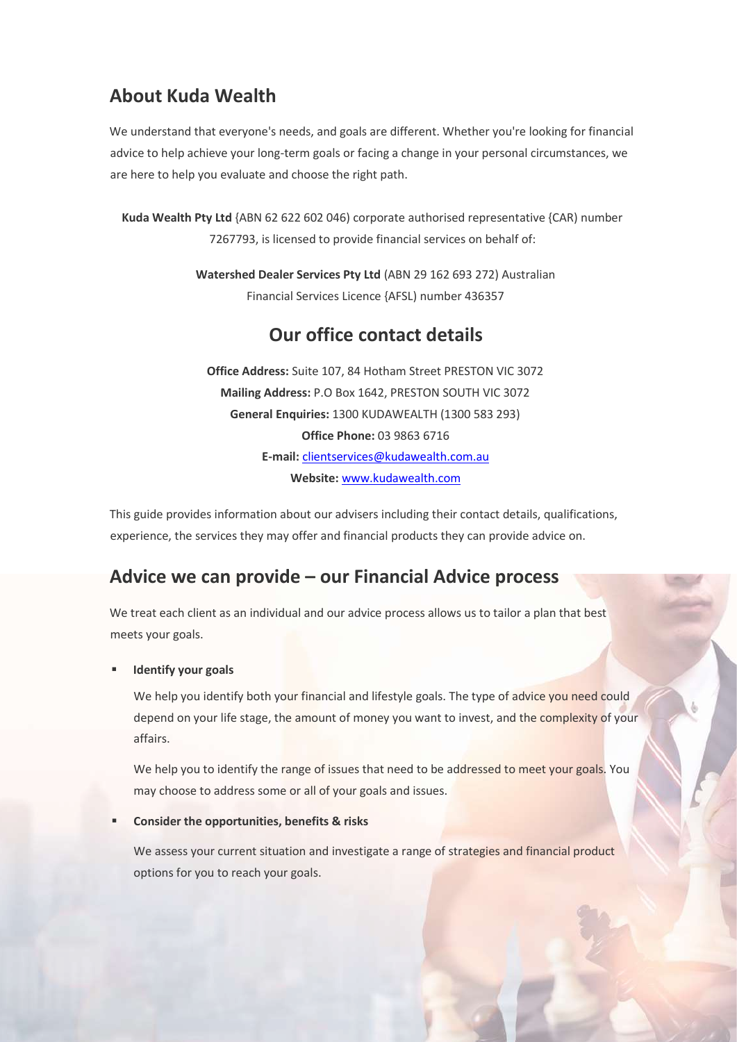## About Kuda Wealth

We understand that everyone's needs, and goals are different. Whether you're looking for financial advice to help achieve your long-term goals or facing a change in your personal circumstances, we are here to help you evaluate and choose the right path.

**Kuda Wealth Pty Ltd** {ABN 62 622 602 046) corporate authorised representative {CAR) number 7267793, is licensed to provide financial services on behalf of:

**Watershed Dealer Services Pty Ltd** (ABN 29 162 693 272) Australian Financial Services Licence {AFSL) number 436357

## Our office contact details

**Office Address:** Suite 107, 84 Hotham Street PRESTON VIC 3072
**Mailing Address:** P.O Box 1642, PRESTON SOUTH VIC 3072
**General Enquiries:** 1300 KUDAWEALTH (1300 583 293)
**Office Phone:** 03 9863 6716
**E-mail:** clientservices@kudawealth.com.au
**Website:** www.kudawealth.com

This guide provides information about our advisers including their contact details, qualifications, experience, the services they may offer and financial products they can provide advice on.

## Advice we can provide – our Financial Advice process

We treat each client as an individual and our advice process allows us to tailor a plan that best meets your goals.

- **Identify your goals**

  We help you identify both your financial and lifestyle goals. The type of advice you need could depend on your life stage, the amount of money you want to invest, and the complexity of your affairs.

  We help you to identify the range of issues that need to be addressed to meet your goals. You may choose to address some or all of your goals and issues.

- **Consider the opportunities, benefits & risks**

  We assess your current situation and investigate a range of strategies and financial product options for you to reach your goals.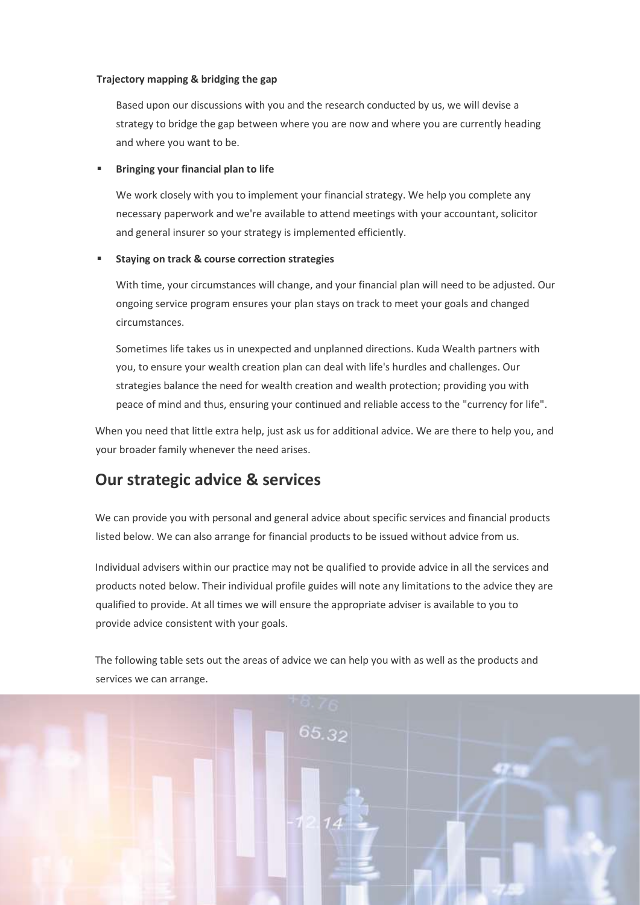**Trajectory mapping & bridging the gap**

Based upon our discussions with you and the research conducted by us, we will devise a strategy to bridge the gap between where you are now and where you are currently heading and where you want to be.

- **Bringing your financial plan to life**

  We work closely with you to implement your financial strategy. We help you complete any necessary paperwork and we're available to attend meetings with your accountant, solicitor and general insurer so your strategy is implemented efficiently.

- **Staying on track & course correction strategies**

  With time, your circumstances will change, and your financial plan will need to be adjusted. Our ongoing service program ensures your plan stays on track to meet your goals and changed circumstances.

  Sometimes life takes us in unexpected and unplanned directions. Kuda Wealth partners with you, to ensure your wealth creation plan can deal with life's hurdles and challenges. Our strategies balance the need for wealth creation and wealth protection; providing you with peace of mind and thus, ensuring your continued and reliable access to the "currency for life".

When you need that little extra help, just ask us for additional advice. We are there to help you, and your broader family whenever the need arises.

## Our strategic advice & services

We can provide you with personal and general advice about specific services and financial products listed below. We can also arrange for financial products to be issued without advice from us.

Individual advisers within our practice may not be qualified to provide advice in all the services and products noted below. Their individual profile guides will note any limitations to the advice they are qualified to provide. At all times we will ensure the appropriate adviser is available to you to provide advice consistent with your goals.

The following table sets out the areas of advice we can help you with as well as the products and services we can arrange.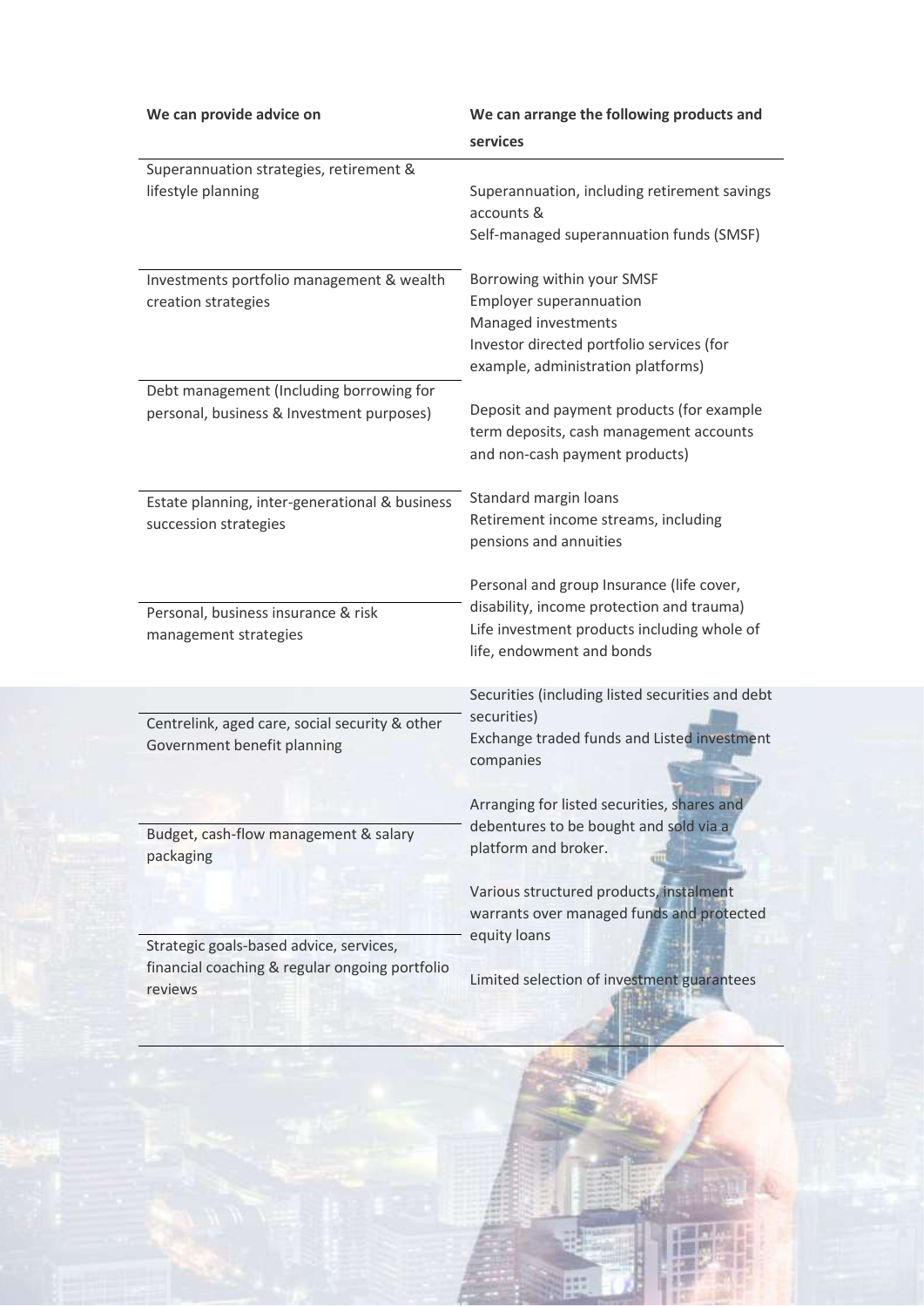| We can provide advice on | We can arrange the following products and services |
|---|---|
| Superannuation strategies, retirement & lifestyle planning | Superannuation, including retirement savings accounts & Self-managed superannuation funds (SMSF) |
| Investments portfolio management & wealth creation strategies | Borrowing within your SMSF<br>Employer superannuation<br>Managed investments<br>Investor directed portfolio services (for example, administration platforms) |
| Debt management (Including borrowing for personal, business & Investment purposes) | Deposit and payment products (for example term deposits, cash management accounts and non-cash payment products) |
| Estate planning, inter-generational & business succession strategies | Standard margin loans<br>Retirement income streams, including pensions and annuities |
| Personal, business insurance & risk management strategies | Personal and group Insurance (life cover, disability, income protection and trauma)<br>Life investment products including whole of life, endowment and bonds |
| Centrelink, aged care, social security & other Government benefit planning | Securities (including listed securities and debt securities)<br>Exchange traded funds and Listed investment companies |
| Budget, cash-flow management & salary packaging | Arranging for listed securities, shares and debentures to be bought and sold via a platform and broker. |
| Strategic goals-based advice, services, financial coaching & regular ongoing portfolio reviews | Various structured products, instalment warrants over managed funds and protected equity loans<br>Limited selection of investment guarantees |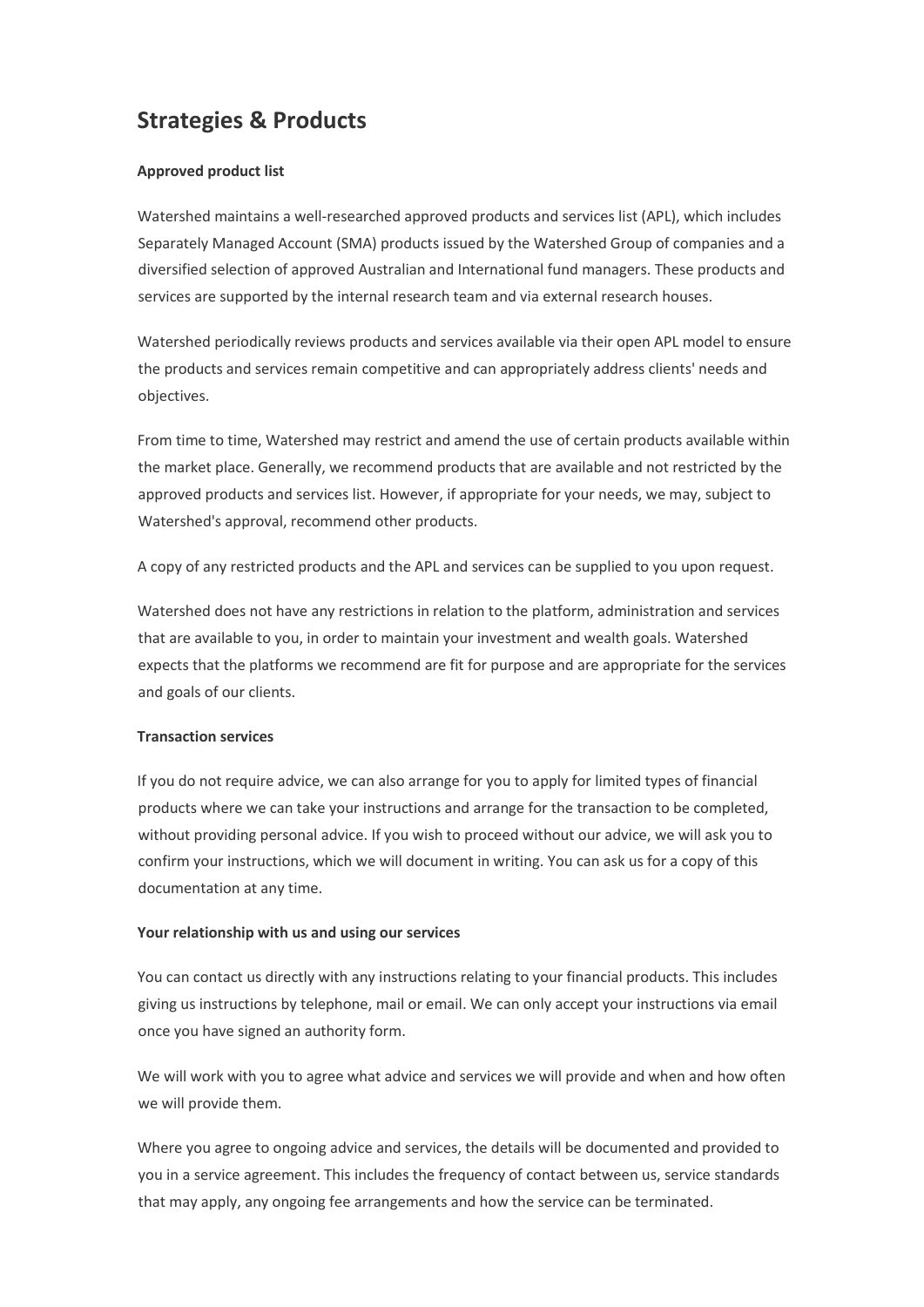# Strategies & Products

**Approved product list**

Watershed maintains a well-researched approved products and services list (APL), which includes Separately Managed Account (SMA) products issued by the Watershed Group of companies and a diversified selection of approved Australian and International fund managers. These products and services are supported by the internal research team and via external research houses.

Watershed periodically reviews products and services available via their open APL model to ensure the products and services remain competitive and can appropriately address clients' needs and objectives.

From time to time, Watershed may restrict and amend the use of certain products available within the market place. Generally, we recommend products that are available and not restricted by the approved products and services list. However, if appropriate for your needs, we may, subject to Watershed's approval, recommend other products.

A copy of any restricted products and the APL and services can be supplied to you upon request.

Watershed does not have any restrictions in relation to the platform, administration and services that are available to you, in order to maintain your investment and wealth goals. Watershed expects that the platforms we recommend are fit for purpose and are appropriate for the services and goals of our clients.

**Transaction services**

If you do not require advice, we can also arrange for you to apply for limited types of financial products where we can take your instructions and arrange for the transaction to be completed, without providing personal advice. If you wish to proceed without our advice, we will ask you to confirm your instructions, which we will document in writing. You can ask us for a copy of this documentation at any time.

**Your relationship with us and using our services**

You can contact us directly with any instructions relating to your financial products. This includes giving us instructions by telephone, mail or email. We can only accept your instructions via email once you have signed an authority form.

We will work with you to agree what advice and services we will provide and when and how often we will provide them.

Where you agree to ongoing advice and services, the details will be documented and provided to you in a service agreement. This includes the frequency of contact between us, service standards that may apply, any ongoing fee arrangements and how the service can be terminated.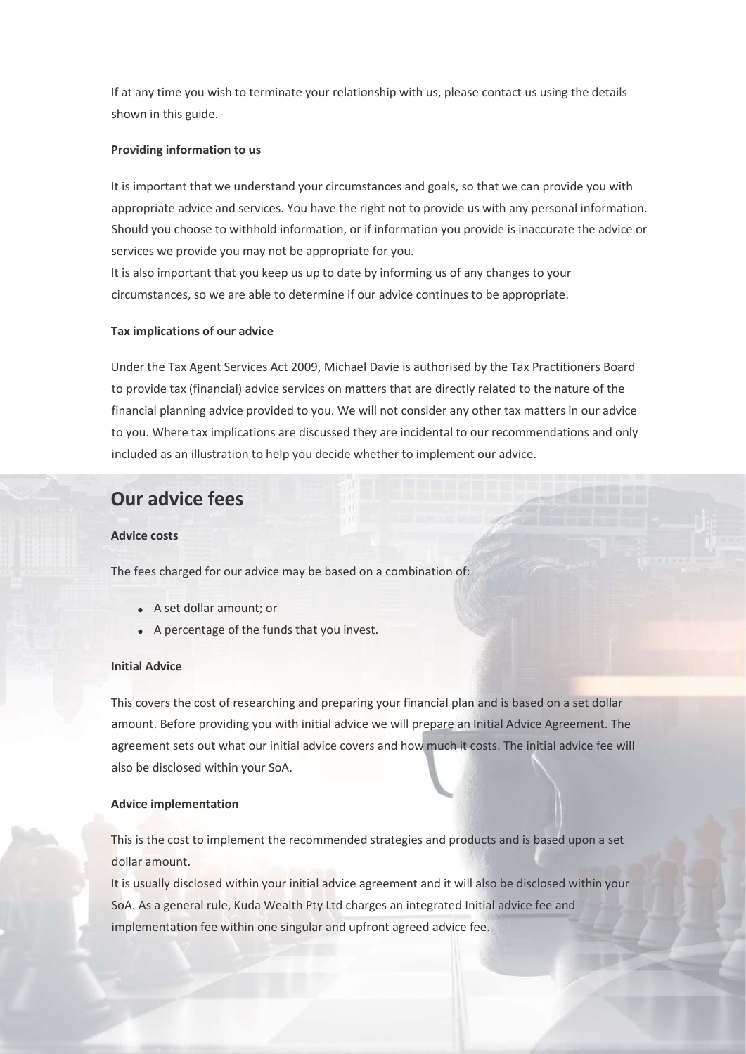If at any time you wish to terminate your relationship with us, please contact us using the details shown in this guide.

**Providing information to us**

It is important that we understand your circumstances and goals, so that we can provide you with appropriate advice and services. You have the right not to provide us with any personal information. Should you choose to withhold information, or if information you provide is inaccurate the advice or services we provide you may not be appropriate for you.
It is also important that you keep us up to date by informing us of any changes to your circumstances, so we are able to determine if our advice continues to be appropriate.

**Tax implications of our advice**

Under the Tax Agent Services Act 2009, Michael Davie is authorised by the Tax Practitioners Board to provide tax (financial) advice services on matters that are directly related to the nature of the financial planning advice provided to you. We will not consider any other tax matters in our advice to you. Where tax implications are discussed they are incidental to our recommendations and only included as an illustration to help you decide whether to implement our advice.

## Our advice fees

**Advice costs**

The fees charged for our advice may be based on a combination of:

- A set dollar amount; or
- A percentage of the funds that you invest.

**Initial Advice**

This covers the cost of researching and preparing your financial plan and is based on a set dollar amount. Before providing you with initial advice we will prepare an Initial Advice Agreement. The agreement sets out what our initial advice covers and how much it costs. The initial advice fee will also be disclosed within your SoA.

**Advice implementation**

This is the cost to implement the recommended strategies and products and is based upon a set dollar amount.
It is usually disclosed within your initial advice agreement and it will also be disclosed within your SoA. As a general rule, Kuda Wealth Pty Ltd charges an integrated Initial advice fee and implementation fee within one singular and upfront agreed advice fee.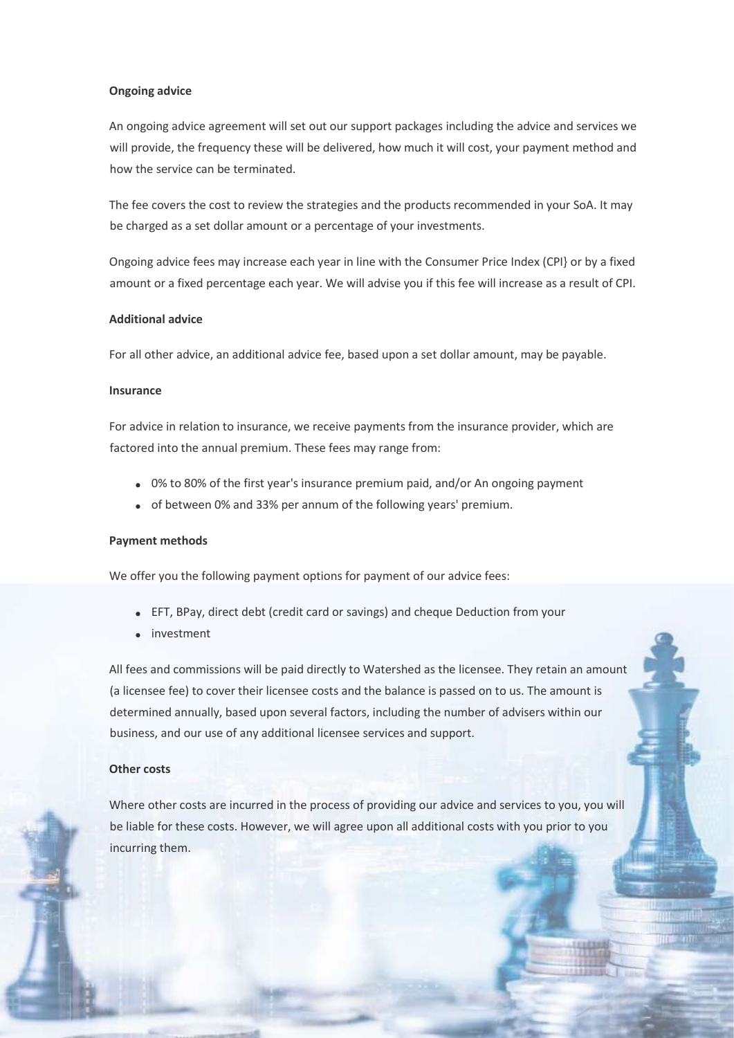**Ongoing advice**

An ongoing advice agreement will set out our support packages including the advice and services we will provide, the frequency these will be delivered, how much it will cost, your payment method and how the service can be terminated.

The fee covers the cost to review the strategies and the products recommended in your SoA. It may be charged as a set dollar amount or a percentage of your investments.

Ongoing advice fees may increase each year in line with the Consumer Price Index (CPI} or by a fixed amount or a fixed percentage each year. We will advise you if this fee will increase as a result of CPI.

**Additional advice**

For all other advice, an additional advice fee, based upon a set dollar amount, may be payable.

**Insurance**

For advice in relation to insurance, we receive payments from the insurance provider, which are factored into the annual premium. These fees may range from:

- 0% to 80% of the first year's insurance premium paid, and/or An ongoing payment
- of between 0% and 33% per annum of the following years' premium.

**Payment methods**

We offer you the following payment options for payment of our advice fees:

- EFT, BPay, direct debt (credit card or savings) and cheque Deduction from your
- investment

All fees and commissions will be paid directly to Watershed as the licensee. They retain an amount (a licensee fee) to cover their licensee costs and the balance is passed on to us. The amount is determined annually, based upon several factors, including the number of advisers within our business, and our use of any additional licensee services and support.

**Other costs**

Where other costs are incurred in the process of providing our advice and services to you, you will be liable for these costs. However, we will agree upon all additional costs with you prior to you incurring them.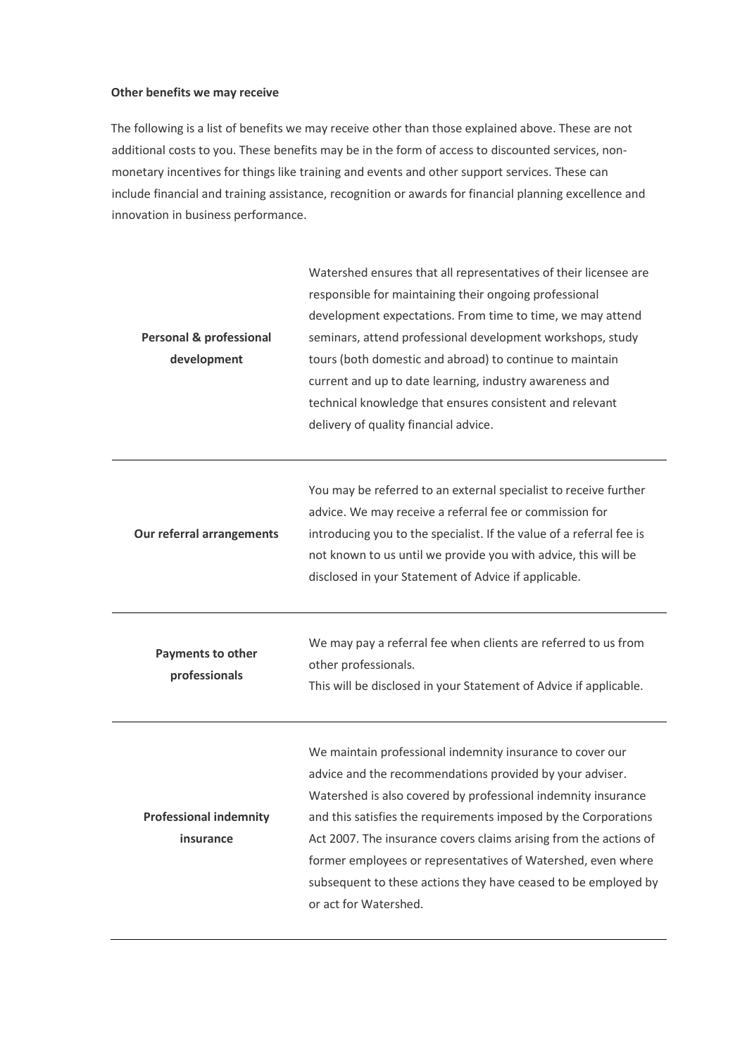**Other benefits we may receive**

The following is a list of benefits we may receive other than those explained above. These are not additional costs to you. These benefits may be in the form of access to discounted services, non-monetary incentives for things like training and events and other support services. These can include financial and training assistance, recognition or awards for financial planning excellence and innovation in business performance.

| | |
|---|---|
| **Personal & professional development** | Watershed ensures that all representatives of their licensee are responsible for maintaining their ongoing professional development expectations. From time to time, we may attend seminars, attend professional development workshops, study tours (both domestic and abroad) to continue to maintain current and up to date learning, industry awareness and technical knowledge that ensures consistent and relevant delivery of quality financial advice. |
| **Our referral arrangements** | You may be referred to an external specialist to receive further advice. We may receive a referral fee or commission for introducing you to the specialist. If the value of a referral fee is not known to us until we provide you with advice, this will be disclosed in your Statement of Advice if applicable. |
| **Payments to other professionals** | We may pay a referral fee when clients are referred to us from other professionals.<br>This will be disclosed in your Statement of Advice if applicable. |
| **Professional indemnity insurance** | We maintain professional indemnity insurance to cover our advice and the recommendations provided by your adviser. Watershed is also covered by professional indemnity insurance and this satisfies the requirements imposed by the Corporations Act 2007. The insurance covers claims arising from the actions of former employees or representatives of Watershed, even where subsequent to these actions they have ceased to be employed by or act for Watershed. |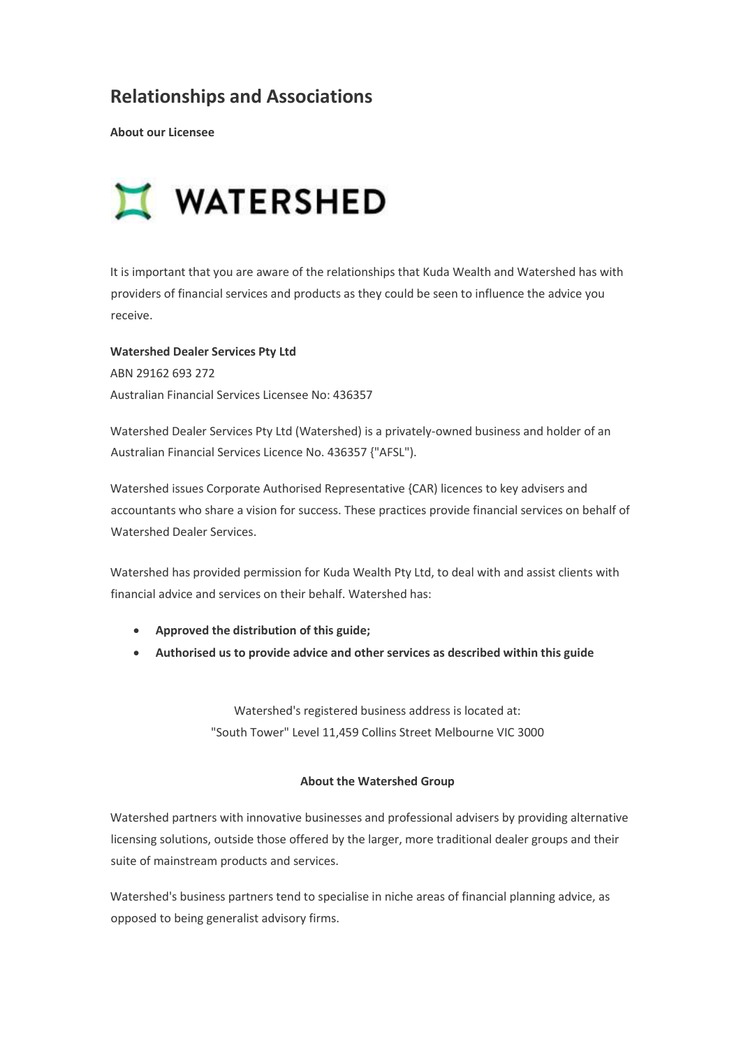# Relationships and Associations

**About our Licensee**

WATERSHED

It is important that you are aware of the relationships that Kuda Wealth and Watershed has with providers of financial services and products as they could be seen to influence the advice you receive.

**Watershed Dealer Services Pty Ltd**
ABN 29162 693 272
Australian Financial Services Licensee No: 436357

Watershed Dealer Services Pty Ltd (Watershed) is a privately-owned business and holder of an Australian Financial Services Licence No. 436357 {"AFSL").

Watershed issues Corporate Authorised Representative {CAR) licences to key advisers and accountants who share a vision for success. These practices provide financial services on behalf of Watershed Dealer Services.

Watershed has provided permission for Kuda Wealth Pty Ltd, to deal with and assist clients with financial advice and services on their behalf. Watershed has:

- **Approved the distribution of this guide;**
- **Authorised us to provide advice and other services as described within this guide**

Watershed's registered business address is located at:
"South Tower" Level 11,459 Collins Street Melbourne VIC 3000

**About the Watershed Group**

Watershed partners with innovative businesses and professional advisers by providing alternative licensing solutions, outside those offered by the larger, more traditional dealer groups and their suite of mainstream products and services.

Watershed's business partners tend to specialise in niche areas of financial planning advice, as opposed to being generalist advisory firms.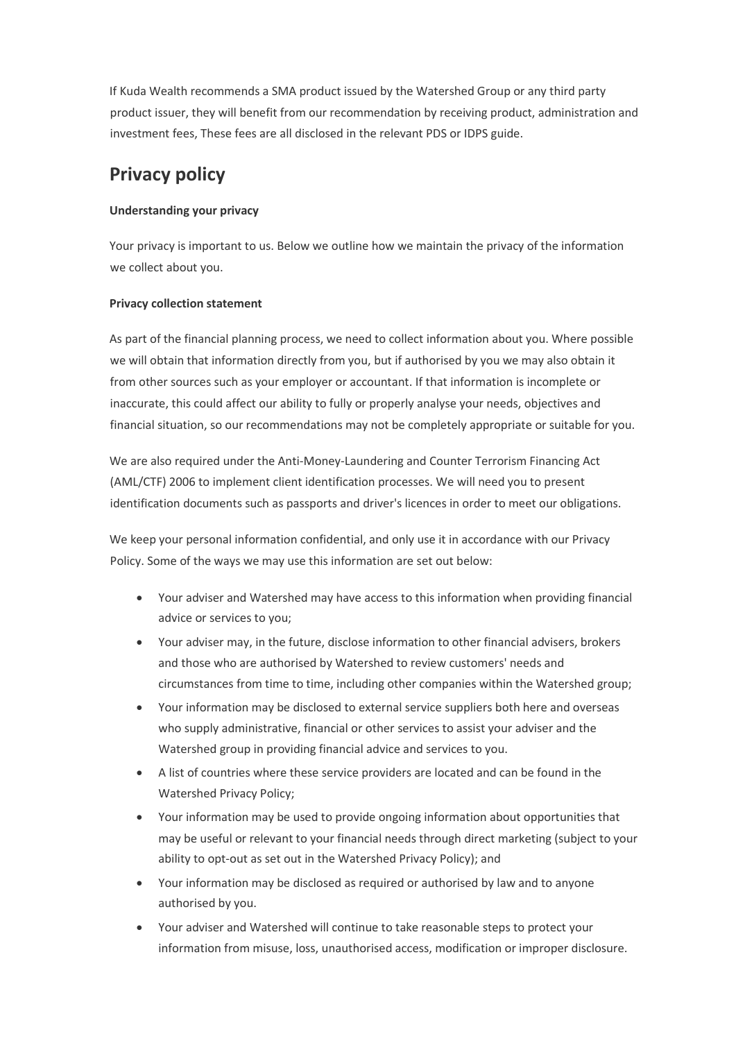If Kuda Wealth recommends a SMA product issued by the Watershed Group or any third party product issuer, they will benefit from our recommendation by receiving product, administration and investment fees, These fees are all disclosed in the relevant PDS or IDPS guide.

## Privacy policy

**Understanding your privacy**

Your privacy is important to us. Below we outline how we maintain the privacy of the information we collect about you.

**Privacy collection statement**

As part of the financial planning process, we need to collect information about you. Where possible we will obtain that information directly from you, but if authorised by you we may also obtain it from other sources such as your employer or accountant. If that information is incomplete or inaccurate, this could affect our ability to fully or properly analyse your needs, objectives and financial situation, so our recommendations may not be completely appropriate or suitable for you.

We are also required under the Anti-Money-Laundering and Counter Terrorism Financing Act (AML/CTF) 2006 to implement client identification processes. We will need you to present identification documents such as passports and driver's licences in order to meet our obligations.

We keep your personal information confidential, and only use it in accordance with our Privacy Policy. Some of the ways we may use this information are set out below:

- Your adviser and Watershed may have access to this information when providing financial advice or services to you;
- Your adviser may, in the future, disclose information to other financial advisers, brokers and those who are authorised by Watershed to review customers' needs and circumstances from time to time, including other companies within the Watershed group;
- Your information may be disclosed to external service suppliers both here and overseas who supply administrative, financial or other services to assist your adviser and the Watershed group in providing financial advice and services to you.
- A list of countries where these service providers are located and can be found in the Watershed Privacy Policy;
- Your information may be used to provide ongoing information about opportunities that may be useful or relevant to your financial needs through direct marketing (subject to your ability to opt-out as set out in the Watershed Privacy Policy); and
- Your information may be disclosed as required or authorised by law and to anyone authorised by you.
- Your adviser and Watershed will continue to take reasonable steps to protect your information from misuse, loss, unauthorised access, modification or improper disclosure.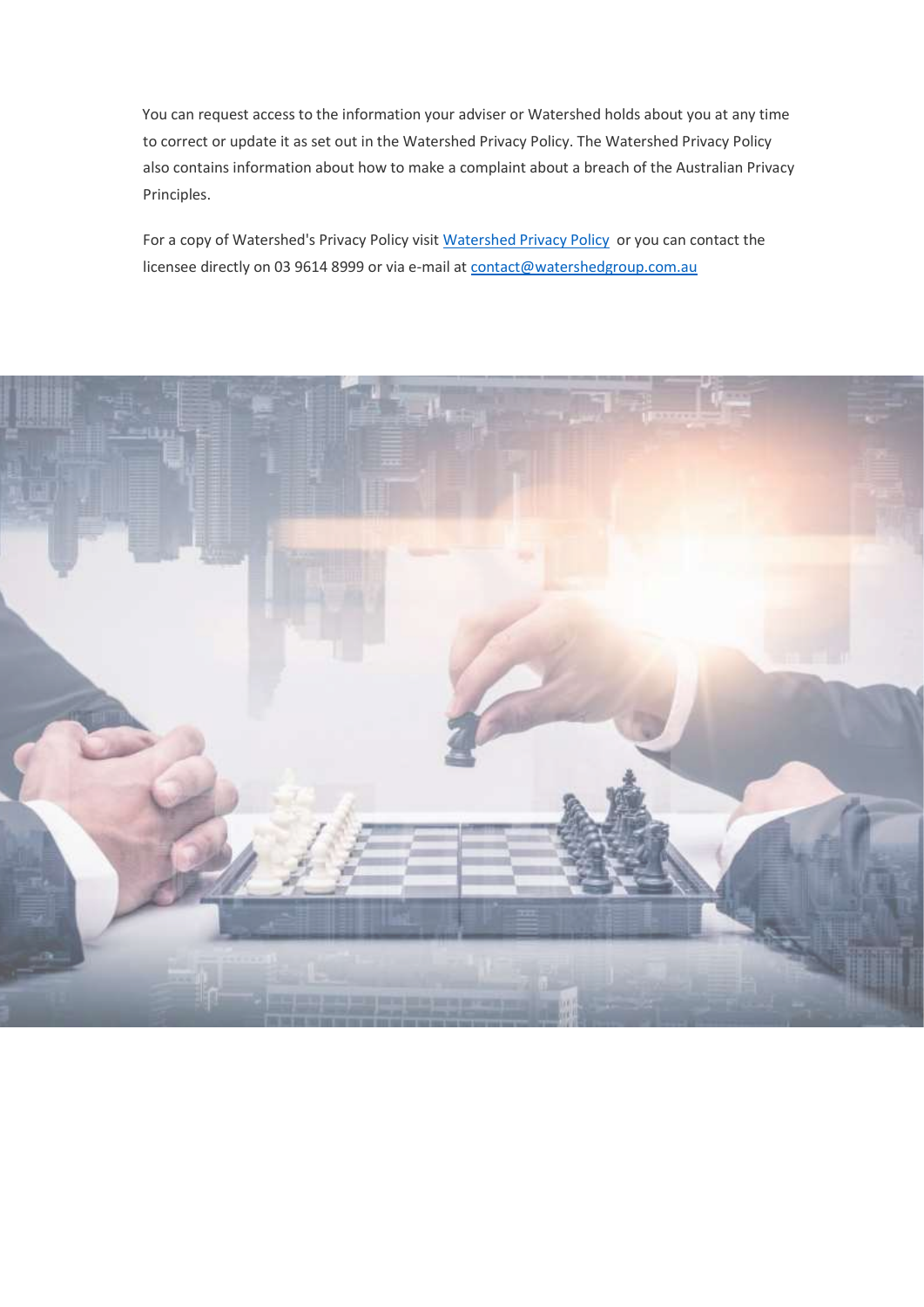You can request access to the information your adviser or Watershed holds about you at any time to correct or update it as set out in the Watershed Privacy Policy. The Watershed Privacy Policy also contains information about how to make a complaint about a breach of the Australian Privacy Principles.

For a copy of Watershed's Privacy Policy visit Watershed Privacy Policy or you can contact the licensee directly on 03 9614 8999 or via e-mail at contact@watershedgroup.com.au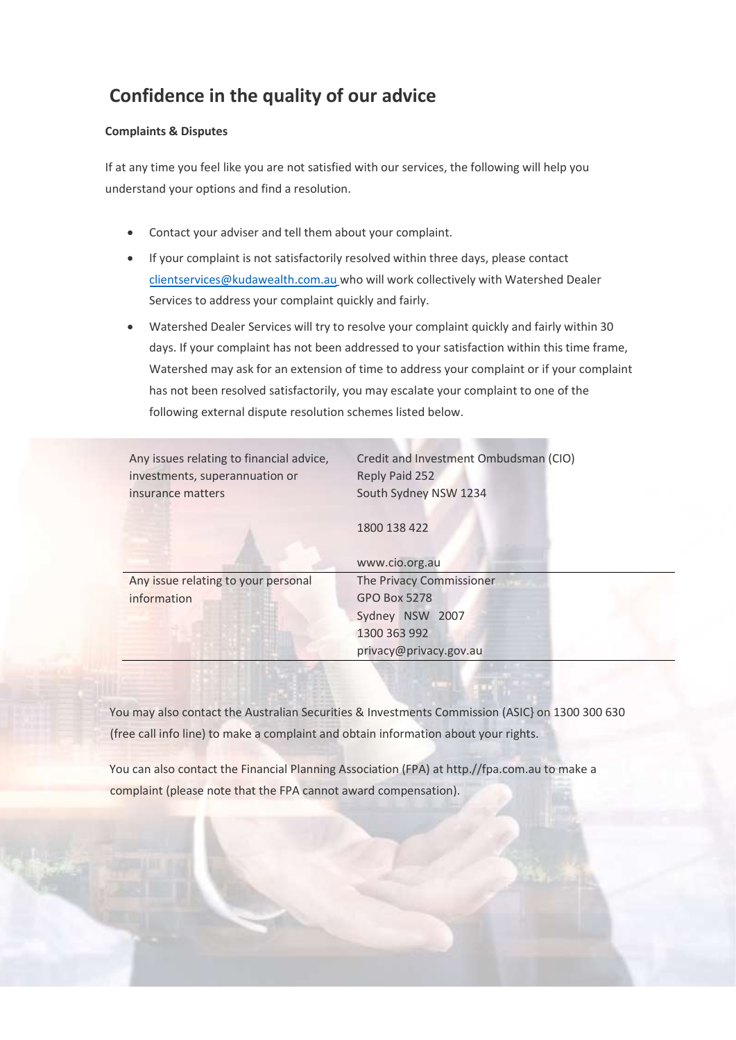## Confidence in the quality of our advice

**Complaints & Disputes**

If at any time you feel like you are not satisfied with our services, the following will help you understand your options and find a resolution.

- Contact your adviser and tell them about your complaint.
- If your complaint is not satisfactorily resolved within three days, please contact clientservices@kudawealth.com.au who will work collectively with Watershed Dealer Services to address your complaint quickly and fairly.
- Watershed Dealer Services will try to resolve your complaint quickly and fairly within 30 days. If your complaint has not been addressed to your satisfaction within this time frame, Watershed may ask for an extension of time to address your complaint or if your complaint has not been resolved satisfactorily, you may escalate your complaint to one of the following external dispute resolution schemes listed below.

| | |
|---|---|
| Any issues relating to financial advice, investments, superannuation or insurance matters | Credit and Investment Ombudsman (CIO)<br>Reply Paid 252<br>South Sydney NSW 1234<br><br>1800 138 422<br><br>www.cio.org.au |
| Any issue relating to your personal information | The Privacy Commissioner<br>GPO Box 5278<br>Sydney NSW 2007<br>1300 363 992<br>privacy@privacy.gov.au |

You may also contact the Australian Securities & Investments Commission (ASIC} on 1300 300 630 (free call info line) to make a complaint and obtain information about your rights.

You can also contact the Financial Planning Association (FPA) at http.//fpa.com.au to make a complaint (please note that the FPA cannot award compensation).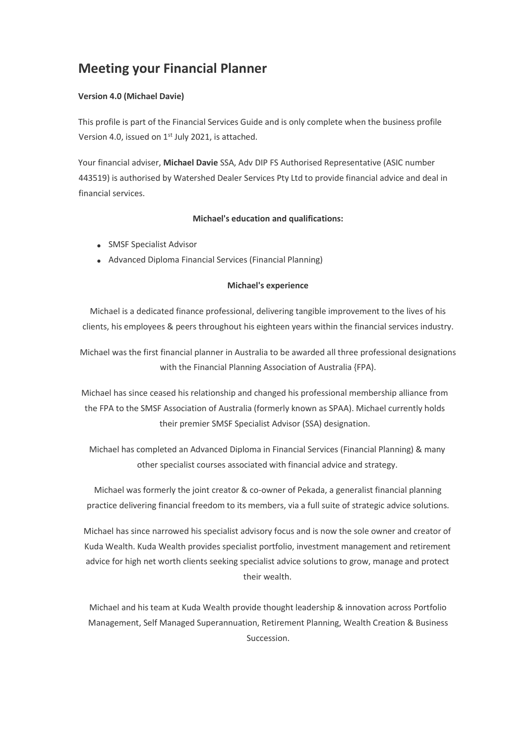# Meeting your Financial Planner

**Version 4.0 (Michael Davie)**

This profile is part of the Financial Services Guide and is only complete when the business profile Version 4.0, issued on 1st July 2021, is attached.

Your financial adviser, **Michael Davie** SSA, Adv DIP FS Authorised Representative (ASIC number 443519) is authorised by Watershed Dealer Services Pty Ltd to provide financial advice and deal in financial services.

**Michael's education and qualifications:**

- SMSF Specialist Advisor
- Advanced Diploma Financial Services (Financial Planning)

**Michael's experience**

Michael is a dedicated finance professional, delivering tangible improvement to the lives of his clients, his employees & peers throughout his eighteen years within the financial services industry.

Michael was the first financial planner in Australia to be awarded all three professional designations with the Financial Planning Association of Australia {FPA).

Michael has since ceased his relationship and changed his professional membership alliance from the FPA to the SMSF Association of Australia (formerly known as SPAA). Michael currently holds their premier SMSF Specialist Advisor (SSA) designation.

Michael has completed an Advanced Diploma in Financial Services (Financial Planning) & many other specialist courses associated with financial advice and strategy.

Michael was formerly the joint creator & co-owner of Pekada, a generalist financial planning practice delivering financial freedom to its members, via a full suite of strategic advice solutions.

Michael has since narrowed his specialist advisory focus and is now the sole owner and creator of Kuda Wealth. Kuda Wealth provides specialist portfolio, investment management and retirement advice for high net worth clients seeking specialist advice solutions to grow, manage and protect their wealth.

Michael and his team at Kuda Wealth provide thought leadership & innovation across Portfolio Management, Self Managed Superannuation, Retirement Planning, Wealth Creation & Business Succession.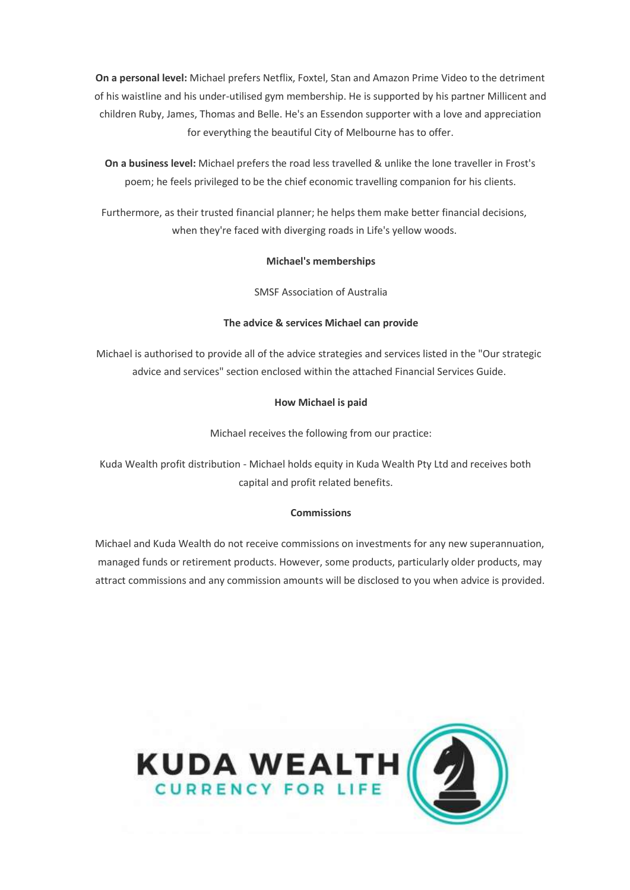**On a personal level:** Michael prefers Netflix, Foxtel, Stan and Amazon Prime Video to the detriment of his waistline and his under-utilised gym membership. He is supported by his partner Millicent and children Ruby, James, Thomas and Belle. He's an Essendon supporter with a love and appreciation for everything the beautiful City of Melbourne has to offer.

**On a business level:** Michael prefers the road less travelled & unlike the lone traveller in Frost's poem; he feels privileged to be the chief economic travelling companion for his clients.

Furthermore, as their trusted financial planner; he helps them make better financial decisions, when they're faced with diverging roads in Life's yellow woods.

**Michael's memberships**

SMSF Association of Australia

**The advice & services Michael can provide**

Michael is authorised to provide all of the advice strategies and services listed in the "Our strategic advice and services" section enclosed within the attached Financial Services Guide.

**How Michael is paid**

Michael receives the following from our practice:

Kuda Wealth profit distribution - Michael holds equity in Kuda Wealth Pty Ltd and receives both capital and profit related benefits.

**Commissions**

Michael and Kuda Wealth do not receive commissions on investments for any new superannuation, managed funds or retirement products. However, some products, particularly older products, may attract commissions and any commission amounts will be disclosed to you when advice is provided.

KUDA WEALTH
CURRENCY FOR LIFE